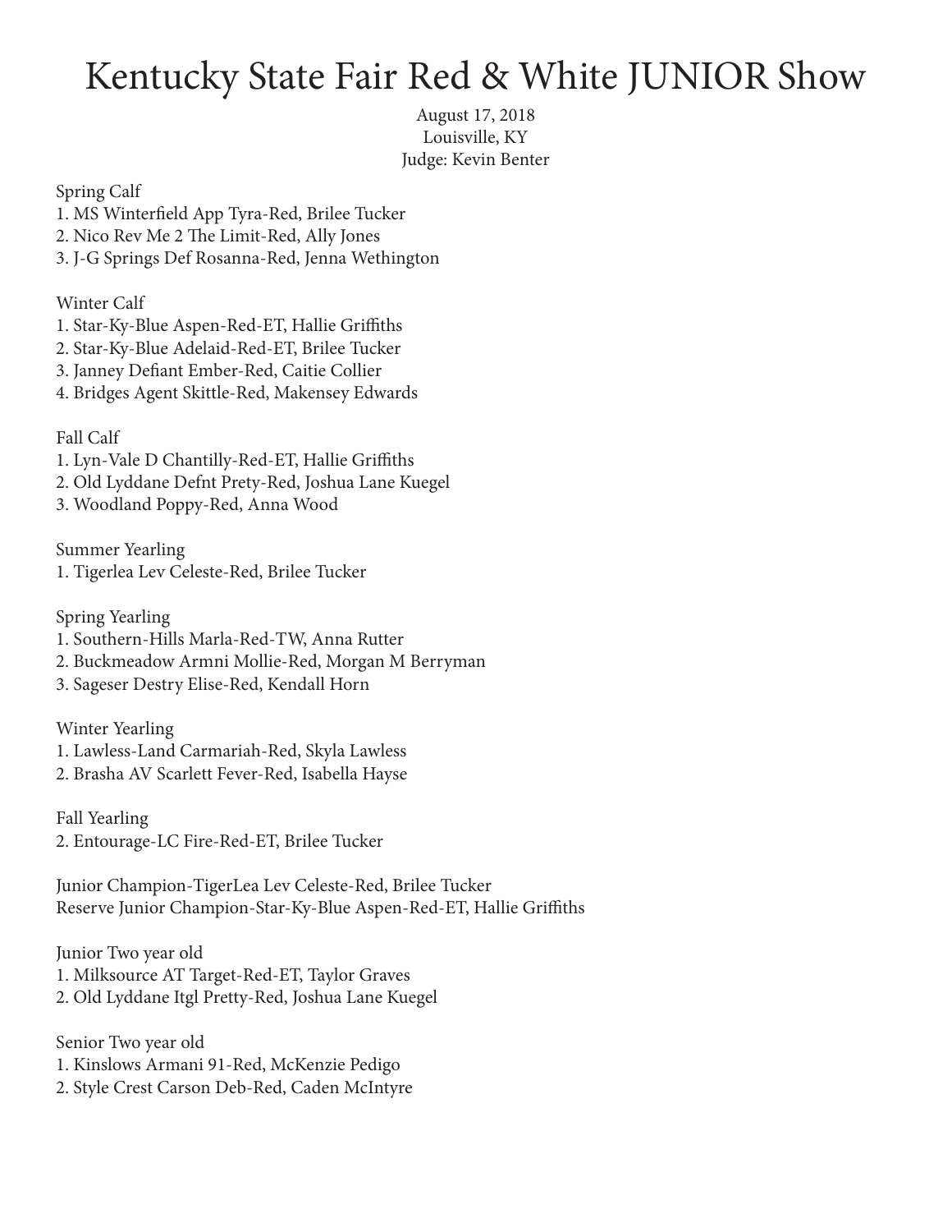# Kentucky State Fair Red & White JUNIOR Show

August 17, 2018
Louisville, KY
Judge: Kevin Benter

Spring Calf
1. MS Winterfield App Tyra-Red, Brilee Tucker
2. Nico Rev Me 2 The Limit-Red, Ally Jones
3. J-G Springs Def Rosanna-Red, Jenna Wethington

Winter Calf
1. Star-Ky-Blue Aspen-Red-ET, Hallie Griffiths
2. Star-Ky-Blue Adelaid-Red-ET, Brilee Tucker
3. Janney Defiant Ember-Red, Caitie Collier
4. Bridges Agent Skittle-Red, Makensey Edwards

Fall Calf
1. Lyn-Vale D Chantilly-Red-ET, Hallie Griffiths
2. Old Lyddane Defnt Prety-Red, Joshua Lane Kuegel
3. Woodland Poppy-Red, Anna Wood

Summer Yearling
1. Tigerlea Lev Celeste-Red, Brilee Tucker

Spring Yearling
1. Southern-Hills Marla-Red-TW, Anna Rutter
2. Buckmeadow Armni Mollie-Red, Morgan M Berryman
3. Sageser Destry Elise-Red, Kendall Horn

Winter Yearling
1. Lawless-Land Carmariah-Red, Skyla Lawless
2. Brasha AV Scarlett Fever-Red, Isabella Hayse

Fall Yearling

2. Entourage-LC Fire-Red-ET, Brilee Tucker

Junior Champion-TigerLea Lev Celeste-Red, Brilee Tucker
Reserve Junior Champion-Star-Ky-Blue Aspen-Red-ET, Hallie Griffiths

Junior Two year old
1. Milksource AT Target-Red-ET, Taylor Graves
2. Old Lyddane Itgl Pretty-Red, Joshua Lane Kuegel

Senior Two year old
1. Kinslows Armani 91-Red, McKenzie Pedigo
2. Style Crest Carson Deb-Red, Caden McIntyre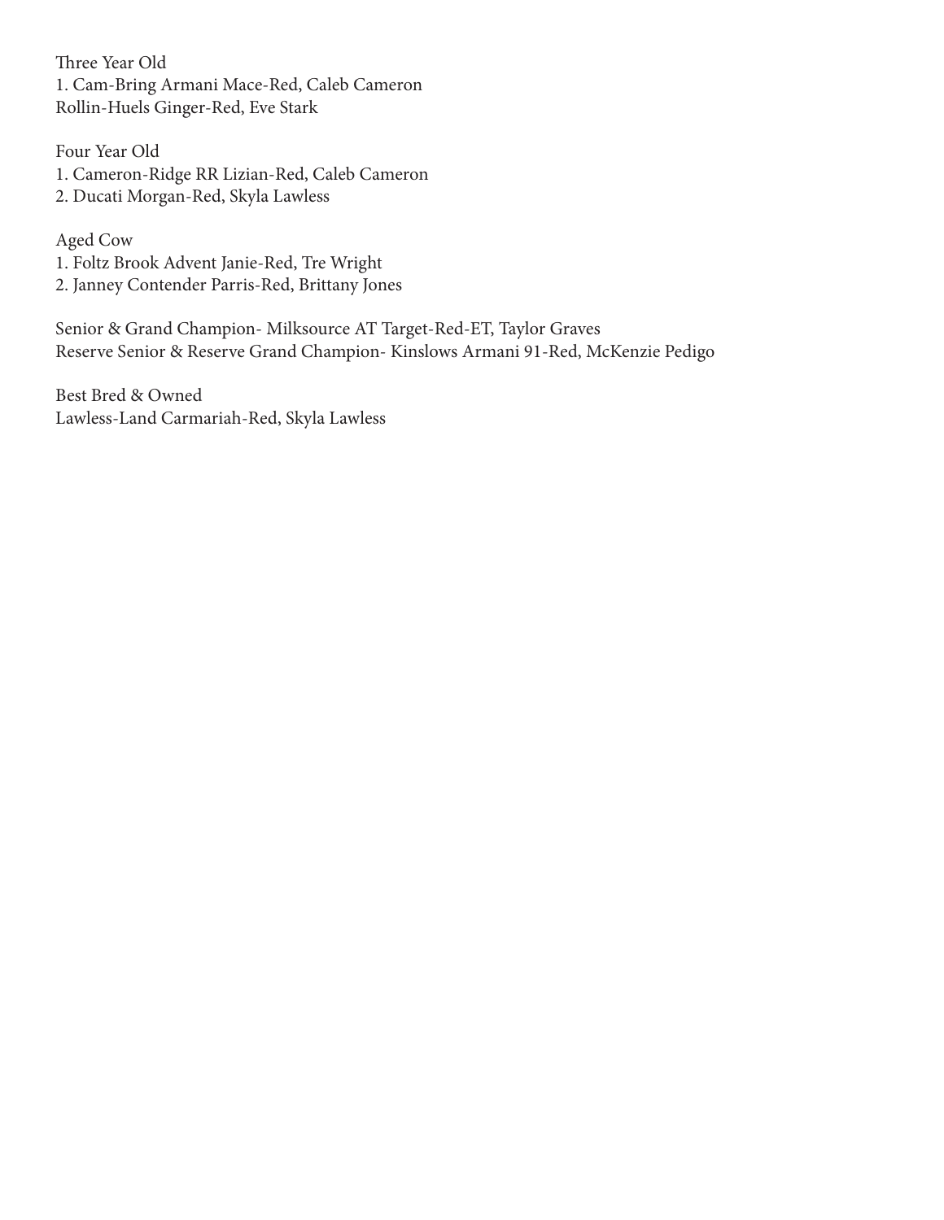Three Year Old
1. Cam-Bring Armani Mace-Red, Caleb Cameron
Rollin-Huels Ginger-Red, Eve Stark

Four Year Old
1. Cameron-Ridge RR Lizian-Red, Caleb Cameron
2. Ducati Morgan-Red, Skyla Lawless

Aged Cow
1. Foltz Brook Advent Janie-Red, Tre Wright
2. Janney Contender Parris-Red, Brittany Jones

Senior & Grand Champion- Milksource AT Target-Red-ET, Taylor Graves
Reserve Senior & Reserve Grand Champion- Kinslows Armani 91-Red, McKenzie Pedigo

Best Bred & Owned
Lawless-Land Carmariah-Red, Skyla Lawless